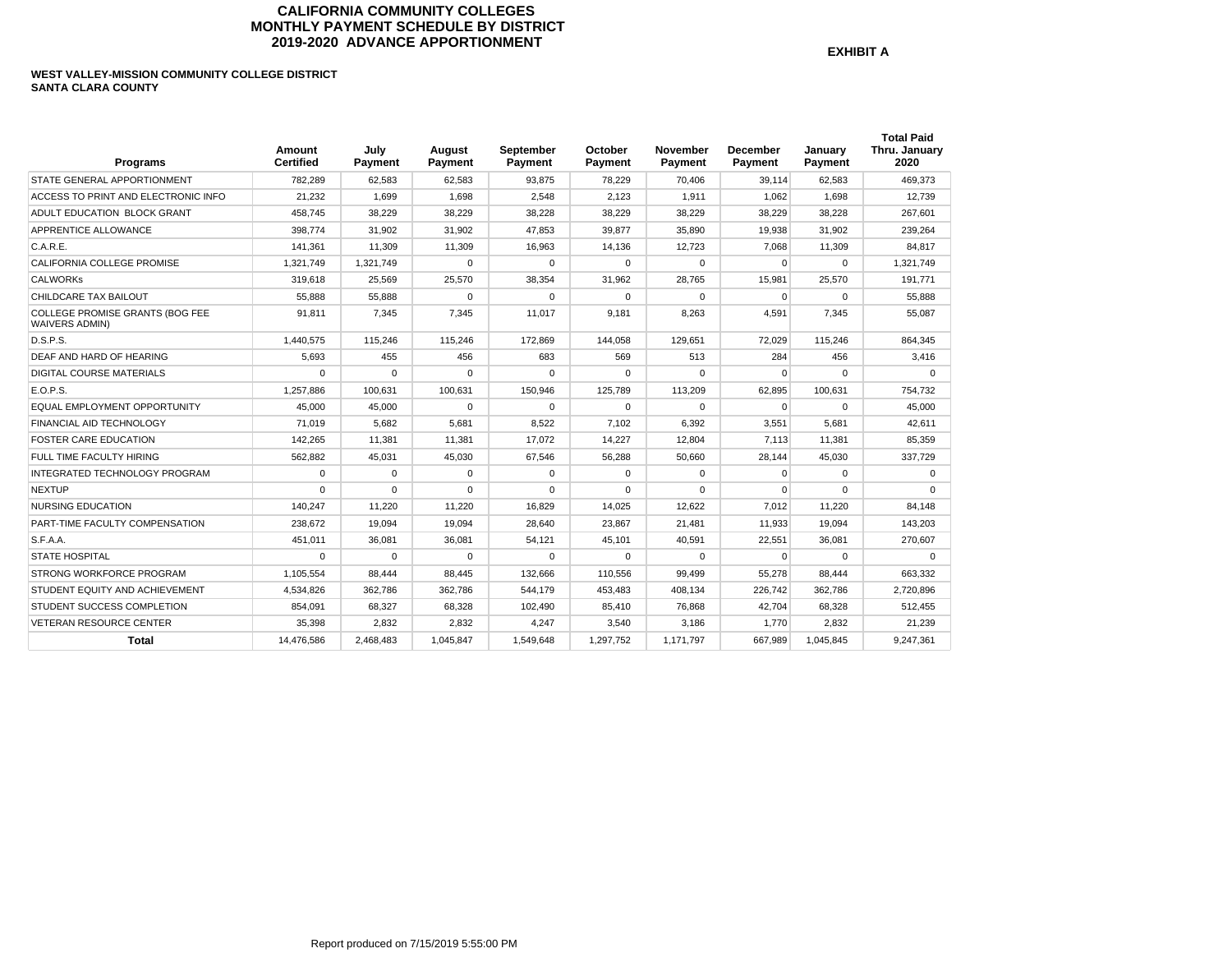# CALIFORNIA COMMUNITY COLLEGES
## MONTHLY PAYMENT SCHEDULE BY DISTRICT
## 2019-2020 ADVANCE APPORTIONMENT

**EXHIBIT A**

**WEST VALLEY-MISSION COMMUNITY COLLEGE DISTRICT**
**SANTA CLARA COUNTY**

| Programs | Amount Certified | July Payment | August Payment | September Payment | October Payment | November Payment | December Payment | January Payment | Total Paid Thru. January 2020 |
|---|---|---|---|---|---|---|---|---|---|
| STATE GENERAL APPORTIONMENT | 782,289 | 62,583 | 62,583 | 93,875 | 78,229 | 70,406 | 39,114 | 62,583 | 469,373 |
| ACCESS TO PRINT AND ELECTRONIC INFO | 21,232 | 1,699 | 1,698 | 2,548 | 2,123 | 1,911 | 1,062 | 1,698 | 12,739 |
| ADULT EDUCATION BLOCK GRANT | 458,745 | 38,229 | 38,229 | 38,228 | 38,229 | 38,229 | 38,229 | 38,228 | 267,601 |
| APPRENTICE ALLOWANCE | 398,774 | 31,902 | 31,902 | 47,853 | 39,877 | 35,890 | 19,938 | 31,902 | 239,264 |
| C.A.R.E. | 141,361 | 11,309 | 11,309 | 16,963 | 14,136 | 12,723 | 7,068 | 11,309 | 84,817 |
| CALIFORNIA COLLEGE PROMISE | 1,321,749 | 1,321,749 | 0 | 0 | 0 | 0 | 0 | 0 | 1,321,749 |
| CALWORKs | 319,618 | 25,569 | 25,570 | 38,354 | 31,962 | 28,765 | 15,981 | 25,570 | 191,771 |
| CHILDCARE TAX BAILOUT | 55,888 | 55,888 | 0 | 0 | 0 | 0 | 0 | 0 | 55,888 |
| COLLEGE PROMISE GRANTS (BOG FEE WAIVERS ADMIN) | 91,811 | 7,345 | 7,345 | 11,017 | 9,181 | 8,263 | 4,591 | 7,345 | 55,087 |
| D.S.P.S. | 1,440,575 | 115,246 | 115,246 | 172,869 | 144,058 | 129,651 | 72,029 | 115,246 | 864,345 |
| DEAF AND HARD OF HEARING | 5,693 | 455 | 456 | 683 | 569 | 513 | 284 | 456 | 3,416 |
| DIGITAL COURSE MATERIALS | 0 | 0 | 0 | 0 | 0 | 0 | 0 | 0 | 0 |
| E.O.P.S. | 1,257,886 | 100,631 | 100,631 | 150,946 | 125,789 | 113,209 | 62,895 | 100,631 | 754,732 |
| EQUAL EMPLOYMENT OPPORTUNITY | 45,000 | 45,000 | 0 | 0 | 0 | 0 | 0 | 0 | 45,000 |
| FINANCIAL AID TECHNOLOGY | 71,019 | 5,682 | 5,681 | 8,522 | 7,102 | 6,392 | 3,551 | 5,681 | 42,611 |
| FOSTER CARE EDUCATION | 142,265 | 11,381 | 11,381 | 17,072 | 14,227 | 12,804 | 7,113 | 11,381 | 85,359 |
| FULL TIME FACULTY HIRING | 562,882 | 45,031 | 45,030 | 67,546 | 56,288 | 50,660 | 28,144 | 45,030 | 337,729 |
| INTEGRATED TECHNOLOGY PROGRAM | 0 | 0 | 0 | 0 | 0 | 0 | 0 | 0 | 0 |
| NEXTUP | 0 | 0 | 0 | 0 | 0 | 0 | 0 | 0 | 0 |
| NURSING EDUCATION | 140,247 | 11,220 | 11,220 | 16,829 | 14,025 | 12,622 | 7,012 | 11,220 | 84,148 |
| PART-TIME FACULTY COMPENSATION | 238,672 | 19,094 | 19,094 | 28,640 | 23,867 | 21,481 | 11,933 | 19,094 | 143,203 |
| S.F.A.A. | 451,011 | 36,081 | 36,081 | 54,121 | 45,101 | 40,591 | 22,551 | 36,081 | 270,607 |
| STATE HOSPITAL | 0 | 0 | 0 | 0 | 0 | 0 | 0 | 0 | 0 |
| STRONG WORKFORCE PROGRAM | 1,105,554 | 88,444 | 88,445 | 132,666 | 110,556 | 99,499 | 55,278 | 88,444 | 663,332 |
| STUDENT EQUITY AND ACHIEVEMENT | 4,534,826 | 362,786 | 362,786 | 544,179 | 453,483 | 408,134 | 226,742 | 362,786 | 2,720,896 |
| STUDENT SUCCESS COMPLETION | 854,091 | 68,327 | 68,328 | 102,490 | 85,410 | 76,868 | 42,704 | 68,328 | 512,455 |
| VETERAN RESOURCE CENTER | 35,398 | 2,832 | 2,832 | 4,247 | 3,540 | 3,186 | 1,770 | 2,832 | 21,239 |
| **Total** | 14,476,586 | 2,468,483 | 1,045,847 | 1,549,648 | 1,297,752 | 1,171,797 | 667,989 | 1,045,845 | 9,247,361 |

Report produced on 7/15/2019 5:55:00 PM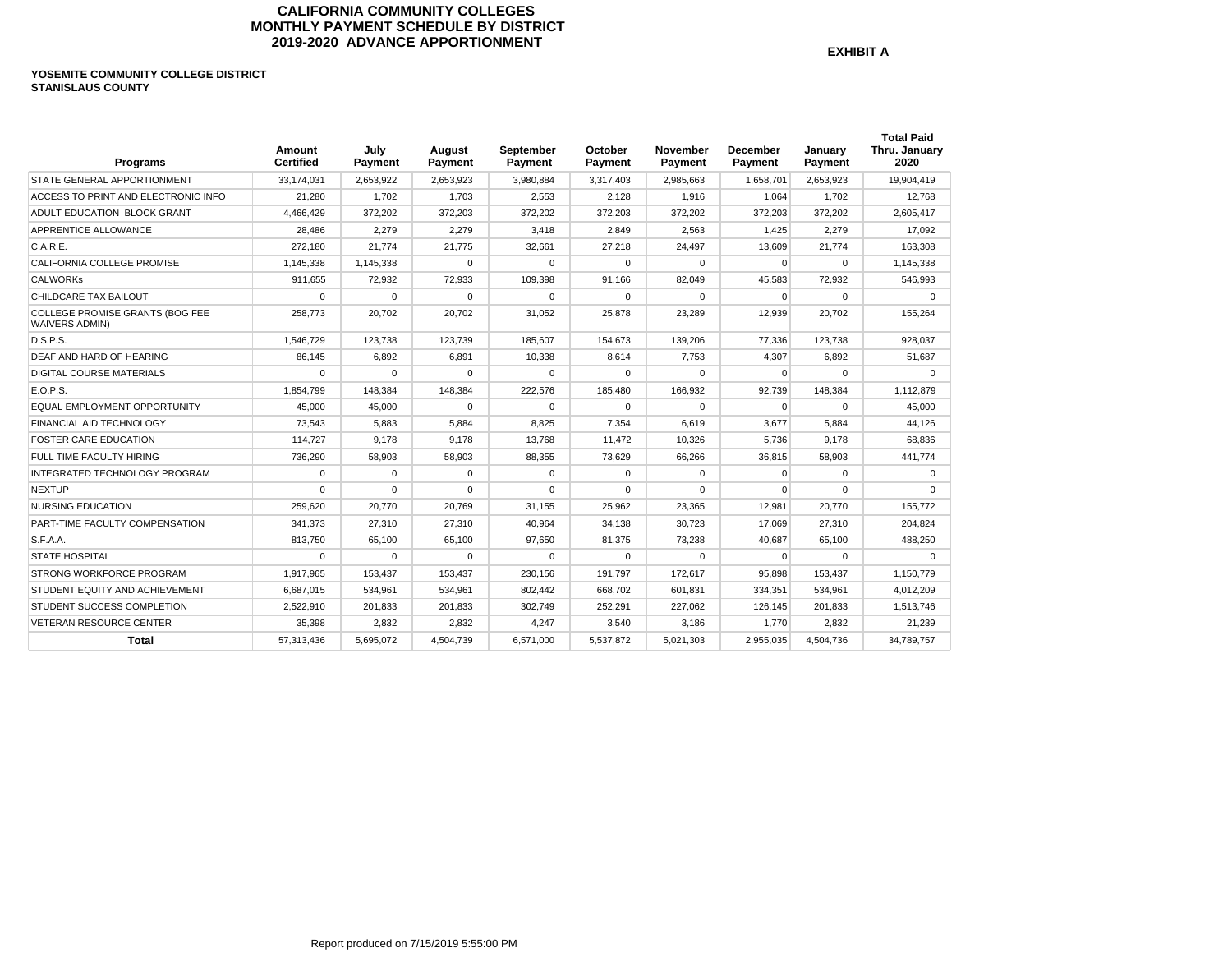**CALIFORNIA COMMUNITY COLLEGES**
**MONTHLY PAYMENT SCHEDULE BY DISTRICT**
**2019-2020 ADVANCE APPORTIONMENT**

**EXHIBIT A**

**YOSEMITE COMMUNITY COLLEGE DISTRICT**
**STANISLAUS COUNTY**

| Programs | Amount Certified | July Payment | August Payment | September Payment | October Payment | November Payment | December Payment | January Payment | Total Paid Thru. January 2020 |
|---|---|---|---|---|---|---|---|---|---|
| STATE GENERAL APPORTIONMENT | 33,174,031 | 2,653,922 | 2,653,923 | 3,980,884 | 3,317,403 | 2,985,663 | 1,658,701 | 2,653,923 | 19,904,419 |
| ACCESS TO PRINT AND ELECTRONIC INFO | 21,280 | 1,702 | 1,703 | 2,553 | 2,128 | 1,916 | 1,064 | 1,702 | 12,768 |
| ADULT EDUCATION BLOCK GRANT | 4,466,429 | 372,202 | 372,203 | 372,202 | 372,203 | 372,202 | 372,203 | 372,202 | 2,605,417 |
| APPRENTICE ALLOWANCE | 28,486 | 2,279 | 2,279 | 3,418 | 2,849 | 2,563 | 1,425 | 2,279 | 17,092 |
| C.A.R.E. | 272,180 | 21,774 | 21,775 | 32,661 | 27,218 | 24,497 | 13,609 | 21,774 | 163,308 |
| CALIFORNIA COLLEGE PROMISE | 1,145,338 | 1,145,338 | 0 | 0 | 0 | 0 | 0 | 0 | 1,145,338 |
| CALWORKs | 911,655 | 72,932 | 72,933 | 109,398 | 91,166 | 82,049 | 45,583 | 72,932 | 546,993 |
| CHILDCARE TAX BAILOUT | 0 | 0 | 0 | 0 | 0 | 0 | 0 | 0 | 0 |
| COLLEGE PROMISE GRANTS (BOG FEE WAIVERS ADMIN) | 258,773 | 20,702 | 20,702 | 31,052 | 25,878 | 23,289 | 12,939 | 20,702 | 155,264 |
| D.S.P.S. | 1,546,729 | 123,738 | 123,739 | 185,607 | 154,673 | 139,206 | 77,336 | 123,738 | 928,037 |
| DEAF AND HARD OF HEARING | 86,145 | 6,892 | 6,891 | 10,338 | 8,614 | 7,753 | 4,307 | 6,892 | 51,687 |
| DIGITAL COURSE MATERIALS | 0 | 0 | 0 | 0 | 0 | 0 | 0 | 0 | 0 |
| E.O.P.S. | 1,854,799 | 148,384 | 148,384 | 222,576 | 185,480 | 166,932 | 92,739 | 148,384 | 1,112,879 |
| EQUAL EMPLOYMENT OPPORTUNITY | 45,000 | 45,000 | 0 | 0 | 0 | 0 | 0 | 0 | 45,000 |
| FINANCIAL AID TECHNOLOGY | 73,543 | 5,883 | 5,884 | 8,825 | 7,354 | 6,619 | 3,677 | 5,884 | 44,126 |
| FOSTER CARE EDUCATION | 114,727 | 9,178 | 9,178 | 13,768 | 11,472 | 10,326 | 5,736 | 9,178 | 68,836 |
| FULL TIME FACULTY HIRING | 736,290 | 58,903 | 58,903 | 88,355 | 73,629 | 66,266 | 36,815 | 58,903 | 441,774 |
| INTEGRATED TECHNOLOGY PROGRAM | 0 | 0 | 0 | 0 | 0 | 0 | 0 | 0 | 0 |
| NEXTUP | 0 | 0 | 0 | 0 | 0 | 0 | 0 | 0 | 0 |
| NURSING EDUCATION | 259,620 | 20,770 | 20,769 | 31,155 | 25,962 | 23,365 | 12,981 | 20,770 | 155,772 |
| PART-TIME FACULTY COMPENSATION | 341,373 | 27,310 | 27,310 | 40,964 | 34,138 | 30,723 | 17,069 | 27,310 | 204,824 |
| S.F.A.A. | 813,750 | 65,100 | 65,100 | 97,650 | 81,375 | 73,238 | 40,687 | 65,100 | 488,250 |
| STATE HOSPITAL | 0 | 0 | 0 | 0 | 0 | 0 | 0 | 0 | 0 |
| STRONG WORKFORCE PROGRAM | 1,917,965 | 153,437 | 153,437 | 230,156 | 191,797 | 172,617 | 95,898 | 153,437 | 1,150,779 |
| STUDENT EQUITY AND ACHIEVEMENT | 6,687,015 | 534,961 | 534,961 | 802,442 | 668,702 | 601,831 | 334,351 | 534,961 | 4,012,209 |
| STUDENT SUCCESS COMPLETION | 2,522,910 | 201,833 | 201,833 | 302,749 | 252,291 | 227,062 | 126,145 | 201,833 | 1,513,746 |
| VETERAN RESOURCE CENTER | 35,398 | 2,832 | 2,832 | 4,247 | 3,540 | 3,186 | 1,770 | 2,832 | 21,239 |
| **Total** | 57,313,436 | 5,695,072 | 4,504,739 | 6,571,000 | 5,537,872 | 5,021,303 | 2,955,035 | 4,504,736 | 34,789,757 |

Report produced on 7/15/2019 5:55:00 PM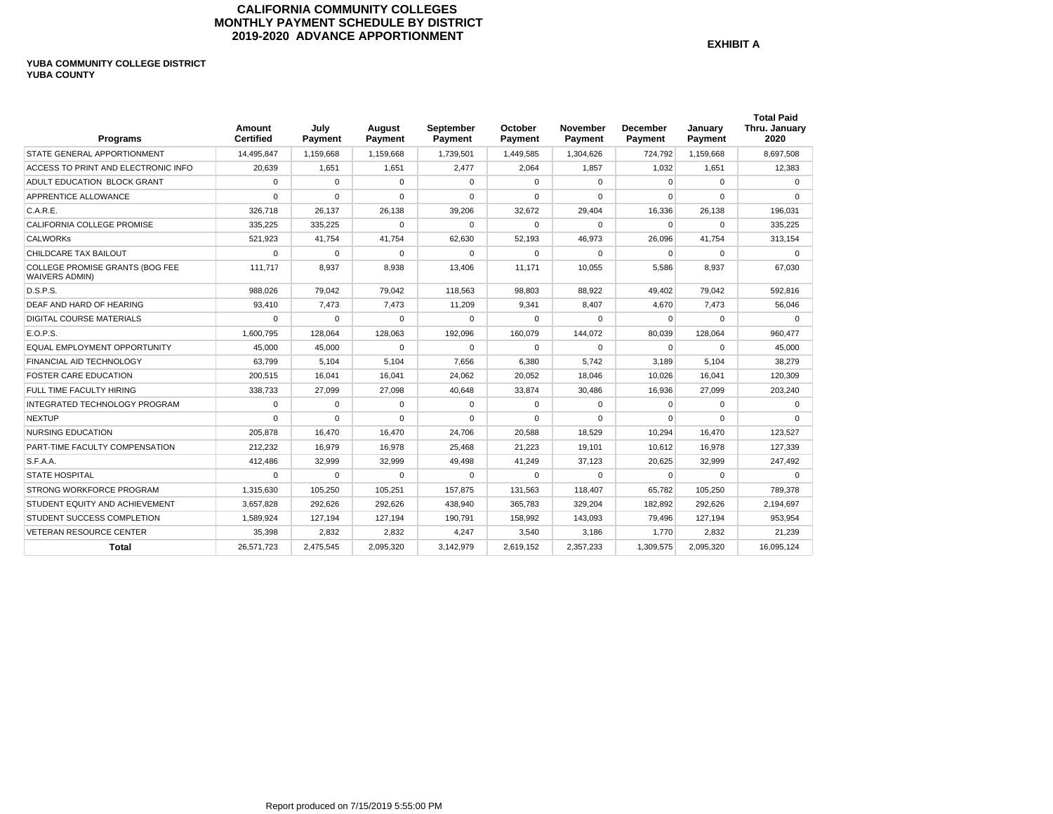# CALIFORNIA COMMUNITY COLLEGES
## MONTHLY PAYMENT SCHEDULE BY DISTRICT
## 2019-2020 ADVANCE APPORTIONMENT

**EXHIBIT A**

**YUBA COMMUNITY COLLEGE DISTRICT**
**YUBA COUNTY**

| Programs | Amount Certified | July Payment | August Payment | September Payment | October Payment | November Payment | December Payment | January Payment | Total Paid Thru. January 2020 |
|---|---|---|---|---|---|---|---|---|---|
| STATE GENERAL APPORTIONMENT | 14,495,847 | 1,159,668 | 1,159,668 | 1,739,501 | 1,449,585 | 1,304,626 | 724,792 | 1,159,668 | 8,697,508 |
| ACCESS TO PRINT AND ELECTRONIC INFO | 20,639 | 1,651 | 1,651 | 2,477 | 2,064 | 1,857 | 1,032 | 1,651 | 12,383 |
| ADULT EDUCATION BLOCK GRANT | 0 | 0 | 0 | 0 | 0 | 0 | 0 | 0 | 0 |
| APPRENTICE ALLOWANCE | 0 | 0 | 0 | 0 | 0 | 0 | 0 | 0 | 0 |
| C.A.R.E. | 326,718 | 26,137 | 26,138 | 39,206 | 32,672 | 29,404 | 16,336 | 26,138 | 196,031 |
| CALIFORNIA COLLEGE PROMISE | 335,225 | 335,225 | 0 | 0 | 0 | 0 | 0 | 0 | 335,225 |
| CALWORKs | 521,923 | 41,754 | 41,754 | 62,630 | 52,193 | 46,973 | 26,096 | 41,754 | 313,154 |
| CHILDCARE TAX BAILOUT | 0 | 0 | 0 | 0 | 0 | 0 | 0 | 0 | 0 |
| COLLEGE PROMISE GRANTS (BOG FEE WAIVERS ADMIN) | 111,717 | 8,937 | 8,938 | 13,406 | 11,171 | 10,055 | 5,586 | 8,937 | 67,030 |
| D.S.P.S. | 988,026 | 79,042 | 79,042 | 118,563 | 98,803 | 88,922 | 49,402 | 79,042 | 592,816 |
| DEAF AND HARD OF HEARING | 93,410 | 7,473 | 7,473 | 11,209 | 9,341 | 8,407 | 4,670 | 7,473 | 56,046 |
| DIGITAL COURSE MATERIALS | 0 | 0 | 0 | 0 | 0 | 0 | 0 | 0 | 0 |
| E.O.P.S. | 1,600,795 | 128,064 | 128,063 | 192,096 | 160,079 | 144,072 | 80,039 | 128,064 | 960,477 |
| EQUAL EMPLOYMENT OPPORTUNITY | 45,000 | 45,000 | 0 | 0 | 0 | 0 | 0 | 0 | 45,000 |
| FINANCIAL AID TECHNOLOGY | 63,799 | 5,104 | 5,104 | 7,656 | 6,380 | 5,742 | 3,189 | 5,104 | 38,279 |
| FOSTER CARE EDUCATION | 200,515 | 16,041 | 16,041 | 24,062 | 20,052 | 18,046 | 10,026 | 16,041 | 120,309 |
| FULL TIME FACULTY HIRING | 338,733 | 27,099 | 27,098 | 40,648 | 33,874 | 30,486 | 16,936 | 27,099 | 203,240 |
| INTEGRATED TECHNOLOGY PROGRAM | 0 | 0 | 0 | 0 | 0 | 0 | 0 | 0 | 0 |
| NEXTUP | 0 | 0 | 0 | 0 | 0 | 0 | 0 | 0 | 0 |
| NURSING EDUCATION | 205,878 | 16,470 | 16,470 | 24,706 | 20,588 | 18,529 | 10,294 | 16,470 | 123,527 |
| PART-TIME FACULTY COMPENSATION | 212,232 | 16,979 | 16,978 | 25,468 | 21,223 | 19,101 | 10,612 | 16,978 | 127,339 |
| S.F.A.A. | 412,486 | 32,999 | 32,999 | 49,498 | 41,249 | 37,123 | 20,625 | 32,999 | 247,492 |
| STATE HOSPITAL | 0 | 0 | 0 | 0 | 0 | 0 | 0 | 0 | 0 |
| STRONG WORKFORCE PROGRAM | 1,315,630 | 105,250 | 105,251 | 157,875 | 131,563 | 118,407 | 65,782 | 105,250 | 789,378 |
| STUDENT EQUITY AND ACHIEVEMENT | 3,657,828 | 292,626 | 292,626 | 438,940 | 365,783 | 329,204 | 182,892 | 292,626 | 2,194,697 |
| STUDENT SUCCESS COMPLETION | 1,589,924 | 127,194 | 127,194 | 190,791 | 158,992 | 143,093 | 79,496 | 127,194 | 953,954 |
| VETERAN RESOURCE CENTER | 35,398 | 2,832 | 2,832 | 4,247 | 3,540 | 3,186 | 1,770 | 2,832 | 21,239 |
| **Total** | 26,571,723 | 2,475,545 | 2,095,320 | 3,142,979 | 2,619,152 | 2,357,233 | 1,309,575 | 2,095,320 | 16,095,124 |

Report produced on 7/15/2019 5:55:00 PM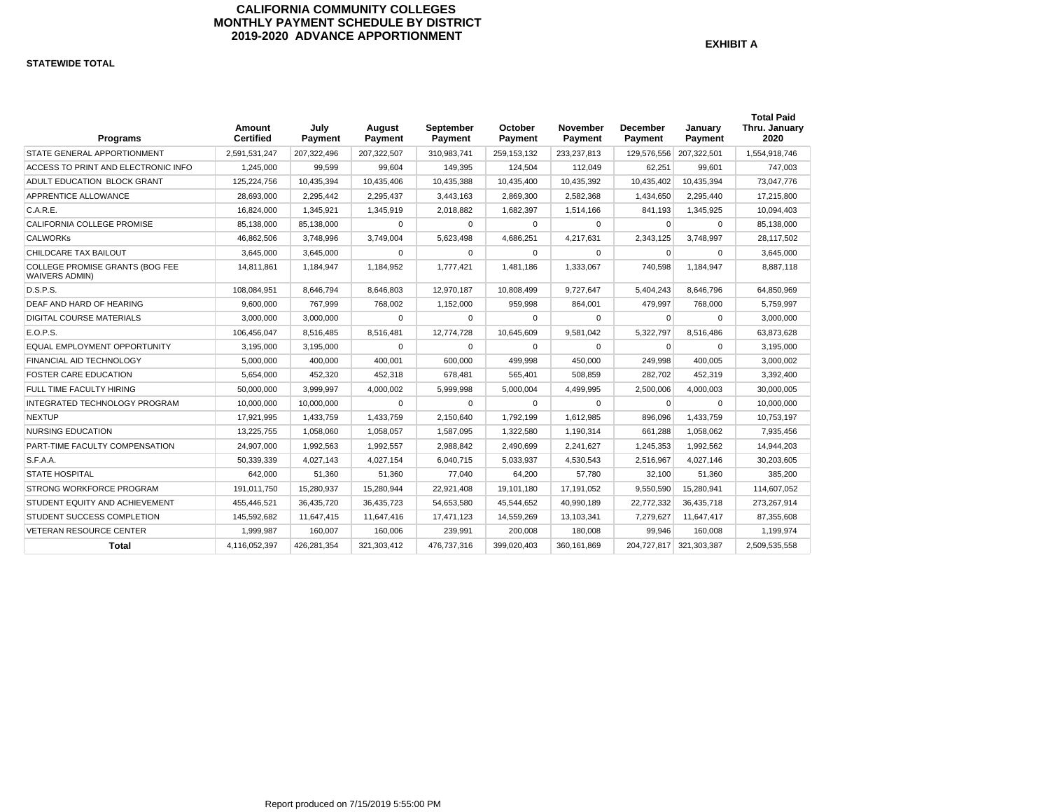# CALIFORNIA COMMUNITY COLLEGES
# MONTHLY PAYMENT SCHEDULE BY DISTRICT
# 2019-2020 ADVANCE APPORTIONMENT

**EXHIBIT A**

**STATEWIDE TOTAL**

| Programs | Amount Certified | July Payment | August Payment | September Payment | October Payment | November Payment | December Payment | January Payment | Total Paid Thru. January 2020 |
|---|---|---|---|---|---|---|---|---|---|
| STATE GENERAL APPORTIONMENT | 2,591,531,247 | 207,322,496 | 207,322,507 | 310,983,741 | 259,153,132 | 233,237,813 | 129,576,556 | 207,322,501 | 1,554,918,746 |
| ACCESS TO PRINT AND ELECTRONIC INFO | 1,245,000 | 99,599 | 99,604 | 149,395 | 124,504 | 112,049 | 62,251 | 99,601 | 747,003 |
| ADULT EDUCATION BLOCK GRANT | 125,224,756 | 10,435,394 | 10,435,406 | 10,435,388 | 10,435,400 | 10,435,392 | 10,435,402 | 10,435,394 | 73,047,776 |
| APPRENTICE ALLOWANCE | 28,693,000 | 2,295,442 | 2,295,437 | 3,443,163 | 2,869,300 | 2,582,368 | 1,434,650 | 2,295,440 | 17,215,800 |
| C.A.R.E. | 16,824,000 | 1,345,921 | 1,345,919 | 2,018,882 | 1,682,397 | 1,514,166 | 841,193 | 1,345,925 | 10,094,403 |
| CALIFORNIA COLLEGE PROMISE | 85,138,000 | 85,138,000 | 0 | 0 | 0 | 0 | 0 | 0 | 85,138,000 |
| CALWORKs | 46,862,506 | 3,748,996 | 3,749,004 | 5,623,498 | 4,686,251 | 4,217,631 | 2,343,125 | 3,748,997 | 28,117,502 |
| CHILDCARE TAX BAILOUT | 3,645,000 | 3,645,000 | 0 | 0 | 0 | 0 | 0 | 0 | 3,645,000 |
| COLLEGE PROMISE GRANTS (BOG FEE WAIVERS ADMIN) | 14,811,861 | 1,184,947 | 1,184,952 | 1,777,421 | 1,481,186 | 1,333,067 | 740,598 | 1,184,947 | 8,887,118 |
| D.S.P.S. | 108,084,951 | 8,646,794 | 8,646,803 | 12,970,187 | 10,808,499 | 9,727,647 | 5,404,243 | 8,646,796 | 64,850,969 |
| DEAF AND HARD OF HEARING | 9,600,000 | 767,999 | 768,002 | 1,152,000 | 959,998 | 864,001 | 479,997 | 768,000 | 5,759,997 |
| DIGITAL COURSE MATERIALS | 3,000,000 | 3,000,000 | 0 | 0 | 0 | 0 | 0 | 0 | 3,000,000 |
| E.O.P.S. | 106,456,047 | 8,516,485 | 8,516,481 | 12,774,728 | 10,645,609 | 9,581,042 | 5,322,797 | 8,516,486 | 63,873,628 |
| EQUAL EMPLOYMENT OPPORTUNITY | 3,195,000 | 3,195,000 | 0 | 0 | 0 | 0 | 0 | 0 | 3,195,000 |
| FINANCIAL AID TECHNOLOGY | 5,000,000 | 400,000 | 400,001 | 600,000 | 499,998 | 450,000 | 249,998 | 400,005 | 3,000,002 |
| FOSTER CARE EDUCATION | 5,654,000 | 452,320 | 452,318 | 678,481 | 565,401 | 508,859 | 282,702 | 452,319 | 3,392,400 |
| FULL TIME FACULTY HIRING | 50,000,000 | 3,999,997 | 4,000,002 | 5,999,998 | 5,000,004 | 4,499,995 | 2,500,006 | 4,000,003 | 30,000,005 |
| INTEGRATED TECHNOLOGY PROGRAM | 10,000,000 | 10,000,000 | 0 | 0 | 0 | 0 | 0 | 0 | 10,000,000 |
| NEXTUP | 17,921,995 | 1,433,759 | 1,433,759 | 2,150,640 | 1,792,199 | 1,612,985 | 896,096 | 1,433,759 | 10,753,197 |
| NURSING EDUCATION | 13,225,755 | 1,058,060 | 1,058,057 | 1,587,095 | 1,322,580 | 1,190,314 | 661,288 | 1,058,062 | 7,935,456 |
| PART-TIME FACULTY COMPENSATION | 24,907,000 | 1,992,563 | 1,992,557 | 2,988,842 | 2,490,699 | 2,241,627 | 1,245,353 | 1,992,562 | 14,944,203 |
| S.F.A.A. | 50,339,339 | 4,027,143 | 4,027,154 | 6,040,715 | 5,033,937 | 4,530,543 | 2,516,967 | 4,027,146 | 30,203,605 |
| STATE HOSPITAL | 642,000 | 51,360 | 51,360 | 77,040 | 64,200 | 57,780 | 32,100 | 51,360 | 385,200 |
| STRONG WORKFORCE PROGRAM | 191,011,750 | 15,280,937 | 15,280,944 | 22,921,408 | 19,101,180 | 17,191,052 | 9,550,590 | 15,280,941 | 114,607,052 |
| STUDENT EQUITY AND ACHIEVEMENT | 455,446,521 | 36,435,720 | 36,435,723 | 54,653,580 | 45,544,652 | 40,990,189 | 22,772,332 | 36,435,718 | 273,267,914 |
| STUDENT SUCCESS COMPLETION | 145,592,682 | 11,647,415 | 11,647,416 | 17,471,123 | 14,559,269 | 13,103,341 | 7,279,627 | 11,647,417 | 87,355,608 |
| VETERAN RESOURCE CENTER | 1,999,987 | 160,007 | 160,006 | 239,991 | 200,008 | 180,008 | 99,946 | 160,008 | 1,199,974 |
| **Total** | 4,116,052,397 | 426,281,354 | 321,303,412 | 476,737,316 | 399,020,403 | 360,161,869 | 204,727,817 | 321,303,387 | 2,509,535,558 |

Report produced on 7/15/2019 5:55:00 PM